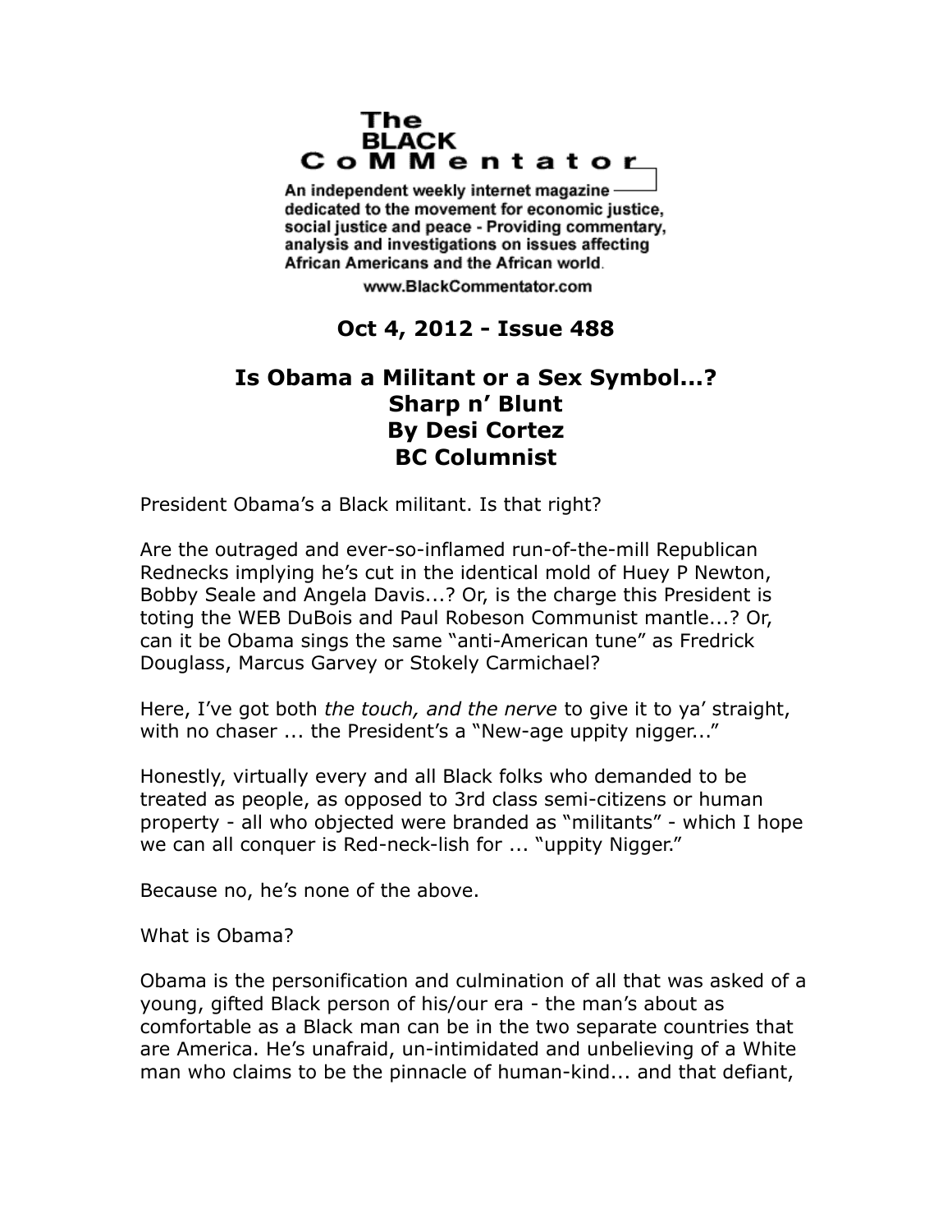# The BLACK CoMMentator

An independent weekly internet magazine dedicated to the movement for economic justice, social justice and peace - Providing commentary, analysis and investigations on issues affecting African Americans and the African world.

www.BlackCommentator.com

**Oct 4, 2012 - Issue 488**

## Is Obama a Militant or a Sex Symbol...?
## Sharp n' Blunt
## By Desi Cortez
## BC Columnist

President Obama's a Black militant. Is that right?

Are the outraged and ever-so-inflamed run-of-the-mill Republican Rednecks implying he's cut in the identical mold of Huey P Newton, Bobby Seale and Angela Davis...? Or, is the charge this President is toting the WEB DuBois and Paul Robeson Communist mantle...? Or, can it be Obama sings the same "anti-American tune" as Fredrick Douglass, Marcus Garvey or Stokely Carmichael?

Here, I've got both *the touch, and the nerve* to give it to ya' straight, with no chaser ... the President's a "New-age uppity nigger..."

Honestly, virtually every and all Black folks who demanded to be treated as people, as opposed to 3rd class semi-citizens or human property - all who objected were branded as "militants" - which I hope we can all conquer is Red-neck-lish for ... "uppity Nigger."

Because no, he's none of the above.

What is Obama?

Obama is the personification and culmination of all that was asked of a young, gifted Black person of his/our era - the man's about as comfortable as a Black man can be in the two separate countries that are America. He's unafraid, un-intimidated and unbelieving of a White man who claims to be the pinnacle of human-kind... and that defiant,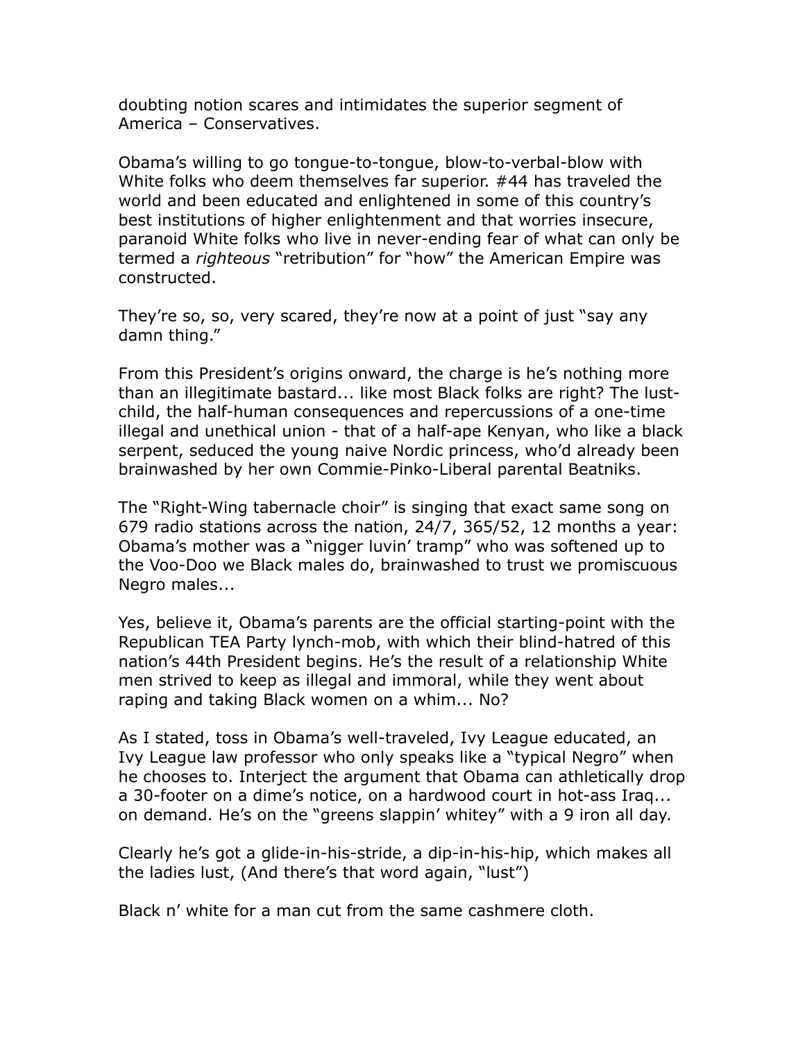doubting notion scares and intimidates the superior segment of America – Conservatives.

Obama's willing to go tongue-to-tongue, blow-to-verbal-blow with White folks who deem themselves far superior. #44 has traveled the world and been educated and enlightened in some of this country's best institutions of higher enlightenment and that worries insecure, paranoid White folks who live in never-ending fear of what can only be termed a *righteous* "retribution" for "how" the American Empire was constructed.

They're so, so, very scared, they're now at a point of just "say any damn thing."

From this President's origins onward, the charge is he's nothing more than an illegitimate bastard... like most Black folks are right? The lust-child, the half-human consequences and repercussions of a one-time illegal and unethical union - that of a half-ape Kenyan, who like a black serpent, seduced the young naive Nordic princess, who'd already been brainwashed by her own Commie-Pinko-Liberal parental Beatniks.

The "Right-Wing tabernacle choir" is singing that exact same song on 679 radio stations across the nation, 24/7, 365/52, 12 months a year: Obama's mother was a "nigger luvin' tramp" who was softened up to the Voo-Doo we Black males do, brainwashed to trust we promiscuous Negro males...

Yes, believe it, Obama's parents are the official starting-point with the Republican TEA Party lynch-mob, with which their blind-hatred of this nation's 44th President begins. He's the result of a relationship White men strived to keep as illegal and immoral, while they went about raping and taking Black women on a whim... No?

As I stated, toss in Obama's well-traveled, Ivy League educated, an Ivy League law professor who only speaks like a "typical Negro" when he chooses to. Interject the argument that Obama can athletically drop a 30-footer on a dime's notice, on a hardwood court in hot-ass Iraq... on demand. He's on the "greens slappin' whitey" with a 9 iron all day.

Clearly he's got a glide-in-his-stride, a dip-in-his-hip, which makes all the ladies lust, (And there's that word again, "lust")

Black n' white for a man cut from the same cashmere cloth.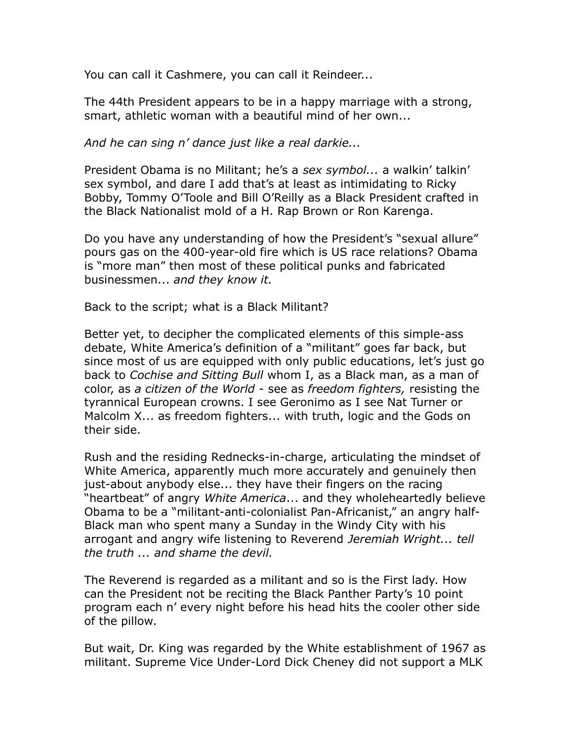You can call it Cashmere, you can call it Reindeer...

The 44th President appears to be in a happy marriage with a strong, smart, athletic woman with a beautiful mind of her own...

*And he can sing n' dance just like a real darkie...*

President Obama is no Militant; he's a *sex symbol...* a walkin' talkin' sex symbol, and dare I add that's at least as intimidating to Ricky Bobby, Tommy O'Toole and Bill O'Reilly as a Black President crafted in the Black Nationalist mold of a H. Rap Brown or Ron Karenga.

Do you have any understanding of how the President's "sexual allure" pours gas on the 400-year-old fire which is US race relations? Obama is "more man" then most of these political punks and fabricated businessmen... *and they know it.*

Back to the script; what is a Black Militant?

Better yet, to decipher the complicated elements of this simple-ass debate, White America's definition of a "militant" goes far back, but since most of us are equipped with only public educations, let's just go back to *Cochise and Sitting Bull* whom I, as a Black man, as a man of color, as *a citizen of the World* - see as *freedom fighters,* resisting the tyrannical European crowns. I see Geronimo as I see Nat Turner or Malcolm X... as freedom fighters... with truth, logic and the Gods on their side.

Rush and the residing Rednecks-in-charge, articulating the mindset of White America, apparently much more accurately and genuinely then just-about anybody else... they have their fingers on the racing "heartbeat" of angry *White America*... and they wholeheartedly believe Obama to be a "militant-anti-colonialist Pan-Africanist," an angry half-Black man who spent many a Sunday in the Windy City with his arrogant and angry wife listening to Reverend *Jeremiah Wright... tell the truth ... and shame the devil.*

The Reverend is regarded as a militant and so is the First lady. How can the President not be reciting the Black Panther Party's 10 point program each n' every night before his head hits the cooler other side of the pillow.

But wait, Dr. King was regarded by the White establishment of 1967 as militant. Supreme Vice Under-Lord Dick Cheney did not support a MLK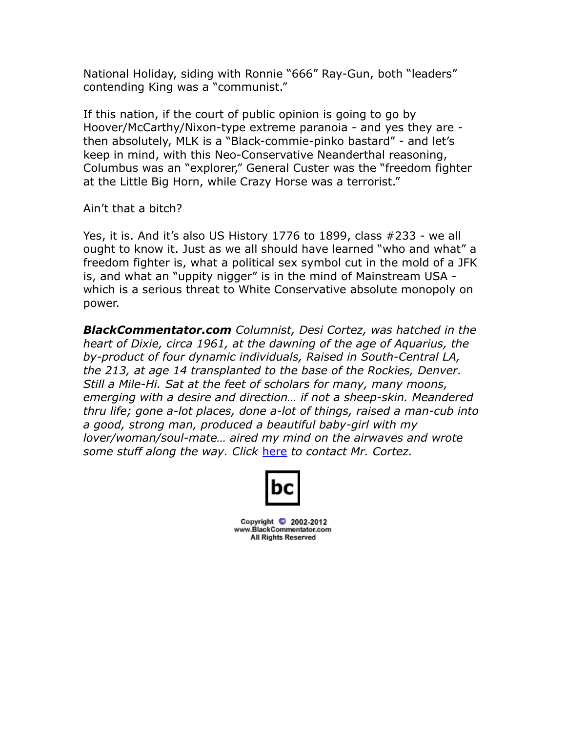National Holiday, siding with Ronnie "666" Ray-Gun, both "leaders" contending King was a "communist."

If this nation, if the court of public opinion is going to go by Hoover/McCarthy/Nixon-type extreme paranoia - and yes they are - then absolutely, MLK is a "Black-commie-pinko bastard" - and let's keep in mind, with this Neo-Conservative Neanderthal reasoning, Columbus was an "explorer," General Custer was the "freedom fighter at the Little Big Horn, while Crazy Horse was a terrorist."

Ain't that a bitch?

Yes, it is. And it's also US History 1776 to 1899, class #233 - we all ought to know it. Just as we all should have learned "who and what" a freedom fighter is, what a political sex symbol cut in the mold of a JFK is, and what an "uppity nigger" is in the mind of Mainstream USA - which is a serious threat to White Conservative absolute monopoly on power.

***BlackCommentator.com*** *Columnist, Desi Cortez, was hatched in the heart of Dixie, circa 1961, at the dawning of the age of Aquarius, the by-product of four dynamic individuals, Raised in South-Central LA, the 213, at age 14 transplanted to the base of the Rockies, Denver. Still a Mile-Hi. Sat at the feet of scholars for many, many moons, emerging with a desire and direction… if not a sheep-skin. Meandered thru life; gone a-lot places, done a-lot of things, raised a man-cub into a good, strong man, produced a beautiful baby-girl with my lover/woman/soul-mate… aired my mind on the airwaves and wrote some stuff along the way. Click here to contact Mr. Cortez.*

bc

Copyright © 2002-2012
www.BlackCommentator.com
All Rights Reserved